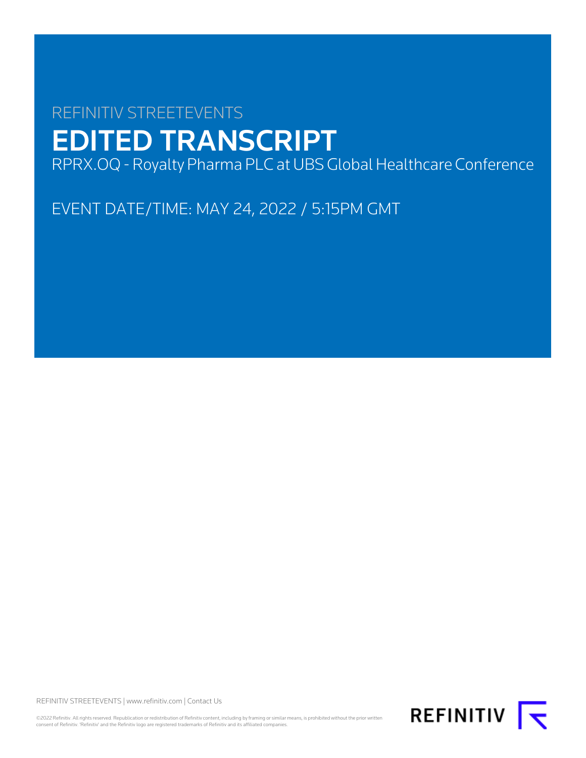REFINITIV STREETEVENTS

# EDITED TRANSCRIPT

RPRX.OQ - Royalty Pharma PLC at UBS Global Healthcare Conference

EVENT DATE/TIME: MAY 24, 2022 / 5:15PM GMT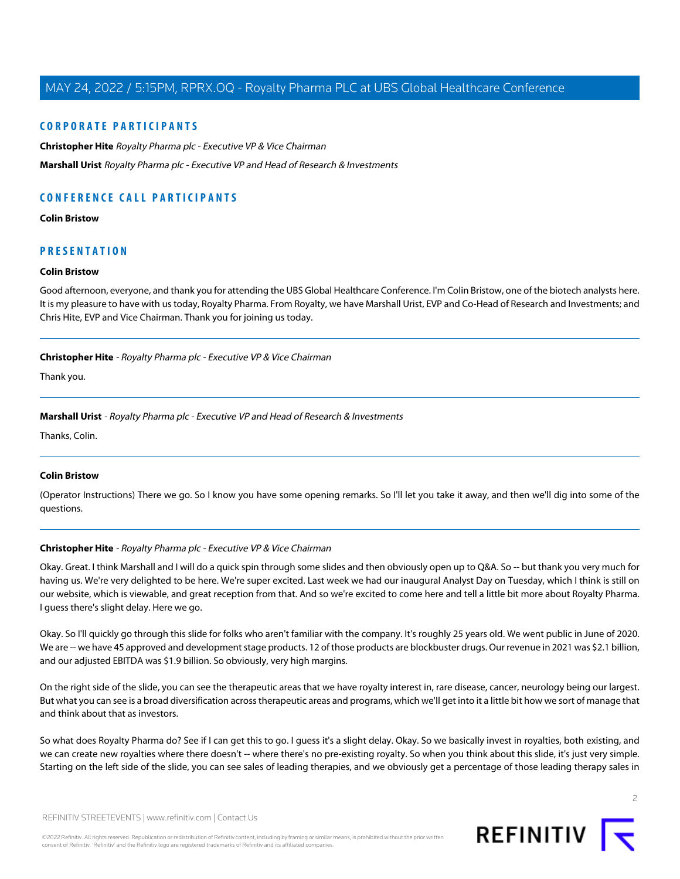## CORPORATE PARTICIPANTS

**Christopher Hite** *Royalty Pharma plc - Executive VP & Vice Chairman*

**Marshall Urist** *Royalty Pharma plc - Executive VP and Head of Research & Investments*

## CONFERENCE CALL PARTICIPANTS

**Colin Bristow**

## PRESENTATION

**Colin Bristow**

Good afternoon, everyone, and thank you for attending the UBS Global Healthcare Conference. I'm Colin Bristow, one of the biotech analysts here. It is my pleasure to have with us today, Royalty Pharma. From Royalty, we have Marshall Urist, EVP and Co-Head of Research and Investments; and Chris Hite, EVP and Vice Chairman. Thank you for joining us today.

---

**Christopher Hite** - *Royalty Pharma plc - Executive VP & Vice Chairman*

Thank you.

---

**Marshall Urist** - *Royalty Pharma plc - Executive VP and Head of Research & Investments*

Thanks, Colin.

---

**Colin Bristow**

(Operator Instructions) There we go. So I know you have some opening remarks. So I'll let you take it away, and then we'll dig into some of the questions.

---

**Christopher Hite** - *Royalty Pharma plc - Executive VP & Vice Chairman*

Okay. Great. I think Marshall and I will do a quick spin through some slides and then obviously open up to Q&A. So -- but thank you very much for having us. We're very delighted to be here. We're super excited. Last week we had our inaugural Analyst Day on Tuesday, which I think is still on our website, which is viewable, and great reception from that. And so we're excited to come here and tell a little bit more about Royalty Pharma. I guess there's slight delay. Here we go.

Okay. So I'll quickly go through this slide for folks who aren't familiar with the company. It's roughly 25 years old. We went public in June of 2020. We are -- we have 45 approved and development stage products. 12 of those products are blockbuster drugs. Our revenue in 2021 was $2.1 billion, and our adjusted EBITDA was $1.9 billion. So obviously, very high margins.

On the right side of the slide, you can see the therapeutic areas that we have royalty interest in, rare disease, cancer, neurology being our largest. But what you can see is a broad diversification across therapeutic areas and programs, which we'll get into it a little bit how we sort of manage that and think about that as investors.

So what does Royalty Pharma do? See if I can get this to go. I guess it's a slight delay. Okay. So we basically invest in royalties, both existing, and we can create new royalties where there doesn't -- where there's no pre-existing royalty. So when you think about this slide, it's just very simple. Starting on the left side of the slide, you can see sales of leading therapies, and we obviously get a percentage of those leading therapy sales in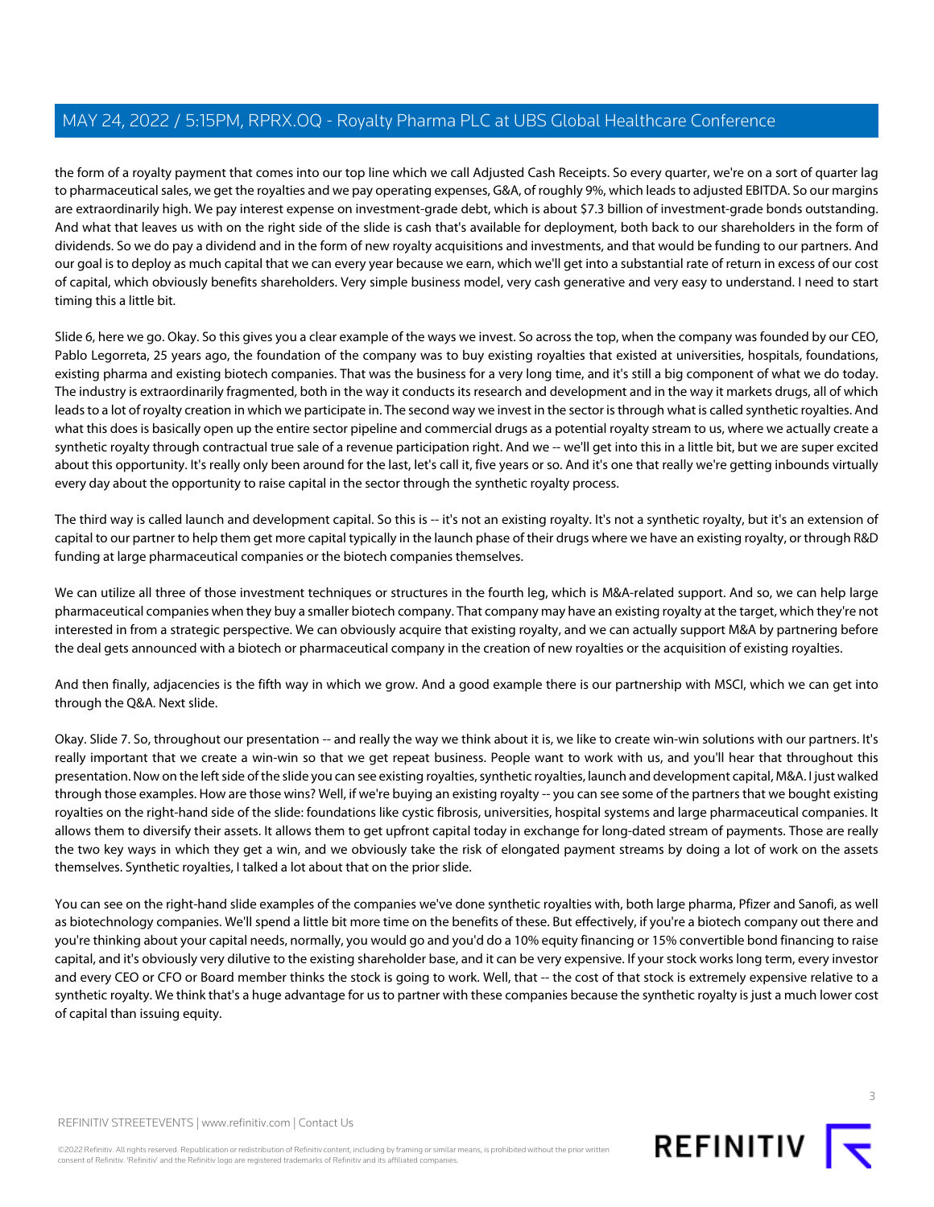the form of a royalty payment that comes into our top line which we call Adjusted Cash Receipts. So every quarter, we're on a sort of quarter lag to pharmaceutical sales, we get the royalties and we pay operating expenses, G&A, of roughly 9%, which leads to adjusted EBITDA. So our margins are extraordinarily high. We pay interest expense on investment-grade debt, which is about $7.3 billion of investment-grade bonds outstanding. And what that leaves us with on the right side of the slide is cash that's available for deployment, both back to our shareholders in the form of dividends. So we do pay a dividend and in the form of new royalty acquisitions and investments, and that would be funding to our partners. And our goal is to deploy as much capital that we can every year because we earn, which we'll get into a substantial rate of return in excess of our cost of capital, which obviously benefits shareholders. Very simple business model, very cash generative and very easy to understand. I need to start timing this a little bit.

Slide 6, here we go. Okay. So this gives you a clear example of the ways we invest. So across the top, when the company was founded by our CEO, Pablo Legorreta, 25 years ago, the foundation of the company was to buy existing royalties that existed at universities, hospitals, foundations, existing pharma and existing biotech companies. That was the business for a very long time, and it's still a big component of what we do today. The industry is extraordinarily fragmented, both in the way it conducts its research and development and in the way it markets drugs, all of which leads to a lot of royalty creation in which we participate in. The second way we invest in the sector is through what is called synthetic royalties. And what this does is basically open up the entire sector pipeline and commercial drugs as a potential royalty stream to us, where we actually create a synthetic royalty through contractual true sale of a revenue participation right. And we -- we'll get into this in a little bit, but we are super excited about this opportunity. It's really only been around for the last, let's call it, five years or so. And it's one that really we're getting inbounds virtually every day about the opportunity to raise capital in the sector through the synthetic royalty process.

The third way is called launch and development capital. So this is -- it's not an existing royalty. It's not a synthetic royalty, but it's an extension of capital to our partner to help them get more capital typically in the launch phase of their drugs where we have an existing royalty, or through R&D funding at large pharmaceutical companies or the biotech companies themselves.

We can utilize all three of those investment techniques or structures in the fourth leg, which is M&A-related support. And so, we can help large pharmaceutical companies when they buy a smaller biotech company. That company may have an existing royalty at the target, which they're not interested in from a strategic perspective. We can obviously acquire that existing royalty, and we can actually support M&A by partnering before the deal gets announced with a biotech or pharmaceutical company in the creation of new royalties or the acquisition of existing royalties.

And then finally, adjacencies is the fifth way in which we grow. And a good example there is our partnership with MSCI, which we can get into through the Q&A. Next slide.

Okay. Slide 7. So, throughout our presentation -- and really the way we think about it is, we like to create win-win solutions with our partners. It's really important that we create a win-win so that we get repeat business. People want to work with us, and you'll hear that throughout this presentation. Now on the left side of the slide you can see existing royalties, synthetic royalties, launch and development capital, M&A. I just walked through those examples. How are those wins? Well, if we're buying an existing royalty -- you can see some of the partners that we bought existing royalties on the right-hand side of the slide: foundations like cystic fibrosis, universities, hospital systems and large pharmaceutical companies. It allows them to diversify their assets. It allows them to get upfront capital today in exchange for long-dated stream of payments. Those are really the two key ways in which they get a win, and we obviously take the risk of elongated payment streams by doing a lot of work on the assets themselves. Synthetic royalties, I talked a lot about that on the prior slide.

You can see on the right-hand slide examples of the companies we've done synthetic royalties with, both large pharma, Pfizer and Sanofi, as well as biotechnology companies. We'll spend a little bit more time on the benefits of these. But effectively, if you're a biotech company out there and you're thinking about your capital needs, normally, you would go and you'd do a 10% equity financing or 15% convertible bond financing to raise capital, and it's obviously very dilutive to the existing shareholder base, and it can be very expensive. If your stock works long term, every investor and every CEO or CFO or Board member thinks the stock is going to work. Well, that -- the cost of that stock is extremely expensive relative to a synthetic royalty. We think that's a huge advantage for us to partner with these companies because the synthetic royalty is just a much lower cost of capital than issuing equity.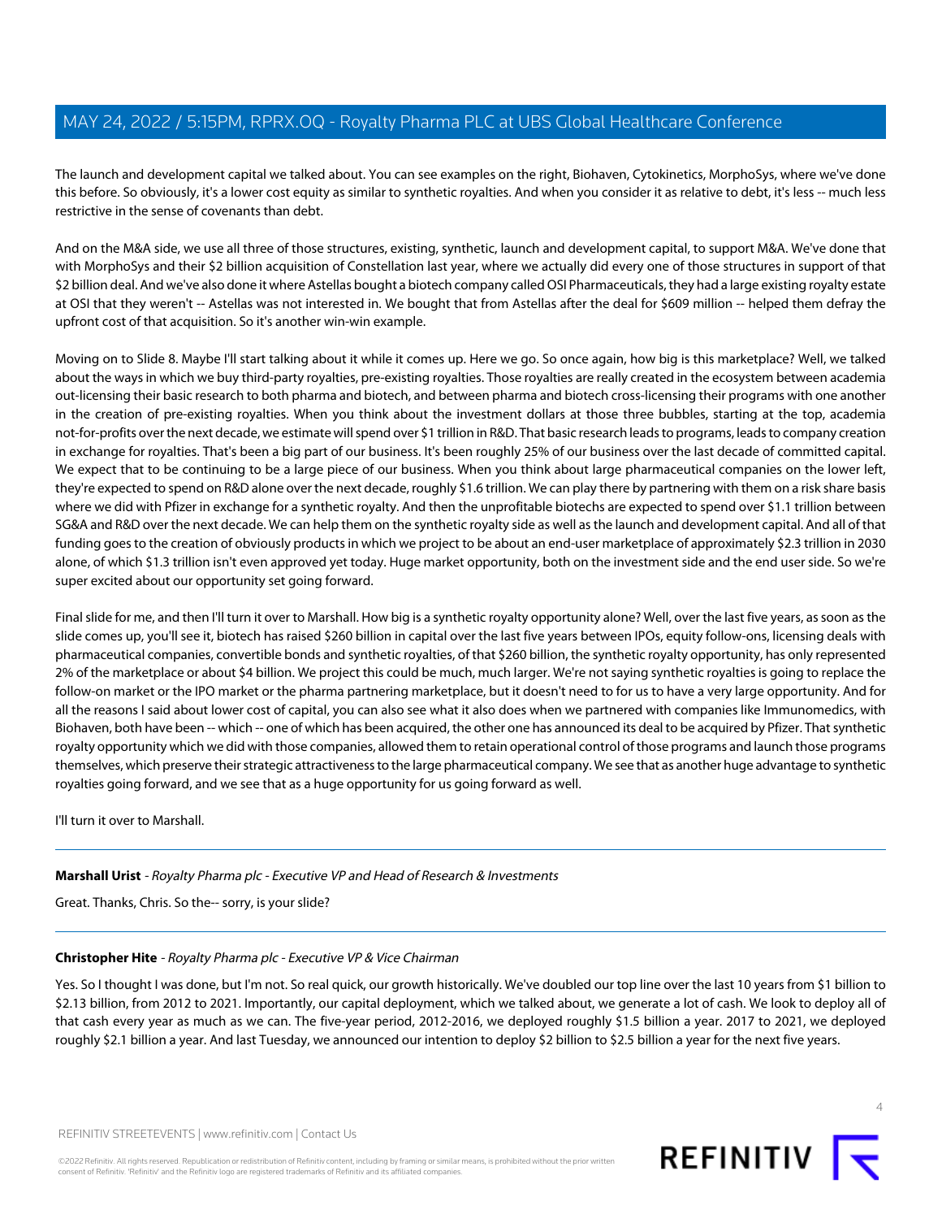The launch and development capital we talked about. You can see examples on the right, Biohaven, Cytokinetics, MorphoSys, where we've done this before. So obviously, it's a lower cost equity as similar to synthetic royalties. And when you consider it as relative to debt, it's less -- much less restrictive in the sense of covenants than debt.

And on the M&A side, we use all three of those structures, existing, synthetic, launch and development capital, to support M&A. We've done that with MorphoSys and their $2 billion acquisition of Constellation last year, where we actually did every one of those structures in support of that $2 billion deal. And we've also done it where Astellas bought a biotech company called OSI Pharmaceuticals, they had a large existing royalty estate at OSI that they weren't -- Astellas was not interested in. We bought that from Astellas after the deal for $609 million -- helped them defray the upfront cost of that acquisition. So it's another win-win example.

Moving on to Slide 8. Maybe I'll start talking about it while it comes up. Here we go. So once again, how big is this marketplace? Well, we talked about the ways in which we buy third-party royalties, pre-existing royalties. Those royalties are really created in the ecosystem between academia out-licensing their basic research to both pharma and biotech, and between pharma and biotech cross-licensing their programs with one another in the creation of pre-existing royalties. When you think about the investment dollars at those three bubbles, starting at the top, academia not-for-profits over the next decade, we estimate will spend over $1 trillion in R&D. That basic research leads to programs, leads to company creation in exchange for royalties. That's been a big part of our business. It's been roughly 25% of our business over the last decade of committed capital. We expect that to be continuing to be a large piece of our business. When you think about large pharmaceutical companies on the lower left, they're expected to spend on R&D alone over the next decade, roughly $1.6 trillion. We can play there by partnering with them on a risk share basis where we did with Pfizer in exchange for a synthetic royalty. And then the unprofitable biotechs are expected to spend over $1.1 trillion between SG&A and R&D over the next decade. We can help them on the synthetic royalty side as well as the launch and development capital. And all of that funding goes to the creation of obviously products in which we project to be about an end-user marketplace of approximately $2.3 trillion in 2030 alone, of which $1.3 trillion isn't even approved yet today. Huge market opportunity, both on the investment side and the end user side. So we're super excited about our opportunity set going forward.

Final slide for me, and then I'll turn it over to Marshall. How big is a synthetic royalty opportunity alone? Well, over the last five years, as soon as the slide comes up, you'll see it, biotech has raised $260 billion in capital over the last five years between IPOs, equity follow-ons, licensing deals with pharmaceutical companies, convertible bonds and synthetic royalties, of that $260 billion, the synthetic royalty opportunity, has only represented 2% of the marketplace or about $4 billion. We project this could be much, much larger. We're not saying synthetic royalties is going to replace the follow-on market or the IPO market or the pharma partnering marketplace, but it doesn't need to for us to have a very large opportunity. And for all the reasons I said about lower cost of capital, you can also see what it also does when we partnered with companies like Immunomedics, with Biohaven, both have been -- which -- one of which has been acquired, the other one has announced its deal to be acquired by Pfizer. That synthetic royalty opportunity which we did with those companies, allowed them to retain operational control of those programs and launch those programs themselves, which preserve their strategic attractiveness to the large pharmaceutical company. We see that as another huge advantage to synthetic royalties going forward, and we see that as a huge opportunity for us going forward as well.

I'll turn it over to Marshall.

---

**Marshall Urist** - *Royalty Pharma plc - Executive VP and Head of Research & Investments*

Great. Thanks, Chris. So the-- sorry, is your slide?

---

**Christopher Hite** - *Royalty Pharma plc - Executive VP & Vice Chairman*

Yes. So I thought I was done, but I'm not. So real quick, our growth historically. We've doubled our top line over the last 10 years from $1 billion to $2.13 billion, from 2012 to 2021. Importantly, our capital deployment, which we talked about, we generate a lot of cash. We look to deploy all of that cash every year as much as we can. The five-year period, 2012-2016, we deployed roughly $1.5 billion a year. 2017 to 2021, we deployed roughly $2.1 billion a year. And last Tuesday, we announced our intention to deploy $2 billion to $2.5 billion a year for the next five years.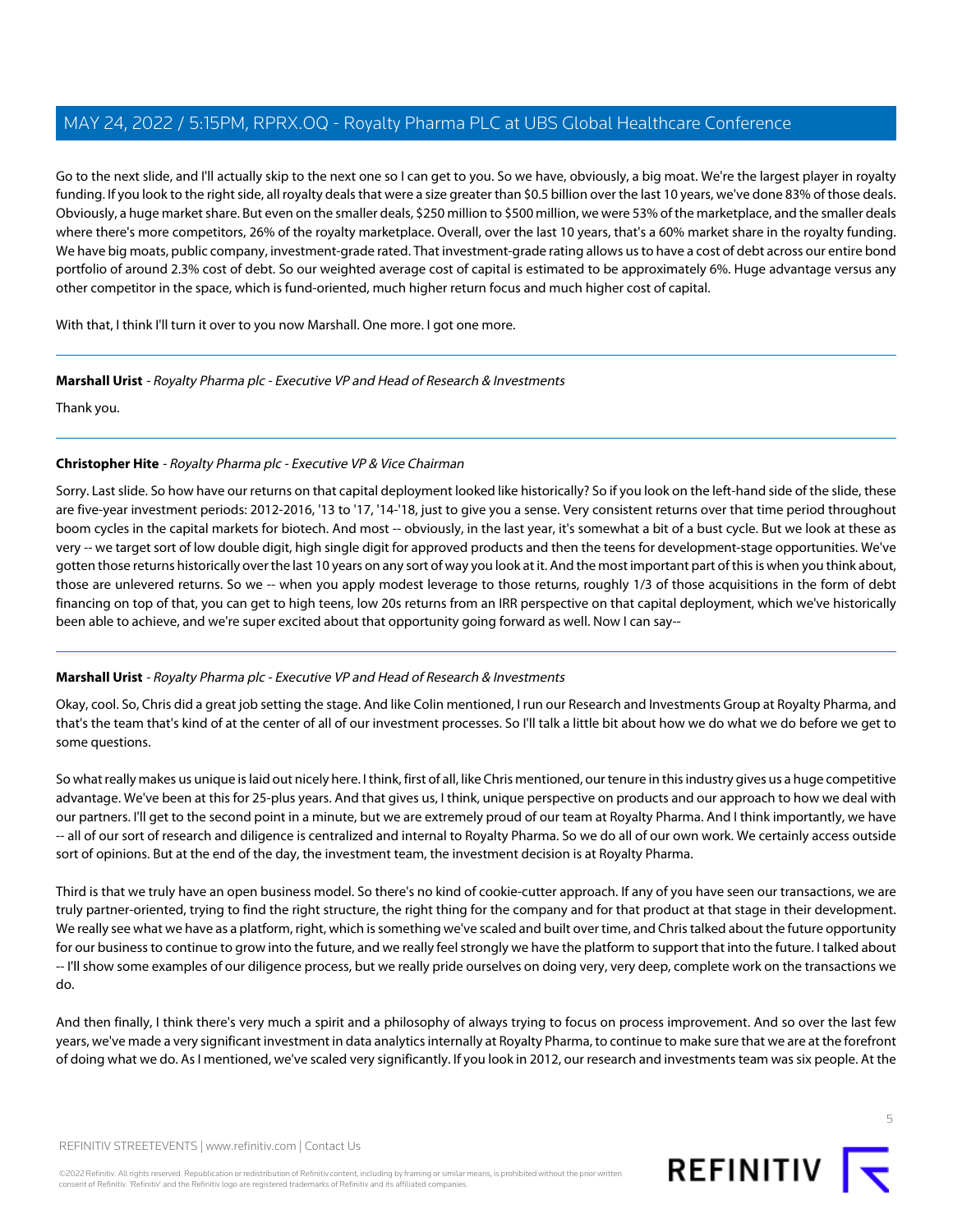Go to the next slide, and I'll actually skip to the next one so I can get to you. So we have, obviously, a big moat. We're the largest player in royalty funding. If you look to the right side, all royalty deals that were a size greater than $0.5 billion over the last 10 years, we've done 83% of those deals. Obviously, a huge market share. But even on the smaller deals, $250 million to $500 million, we were 53% of the marketplace, and the smaller deals where there's more competitors, 26% of the royalty marketplace. Overall, over the last 10 years, that's a 60% market share in the royalty funding. We have big moats, public company, investment-grade rated. That investment-grade rating allows us to have a cost of debt across our entire bond portfolio of around 2.3% cost of debt. So our weighted average cost of capital is estimated to be approximately 6%. Huge advantage versus any other competitor in the space, which is fund-oriented, much higher return focus and much higher cost of capital.

With that, I think I'll turn it over to you now Marshall. One more. I got one more.

---

**Marshall Urist** - *Royalty Pharma plc - Executive VP and Head of Research & Investments*

Thank you.

---

**Christopher Hite** - *Royalty Pharma plc - Executive VP & Vice Chairman*

Sorry. Last slide. So how have our returns on that capital deployment looked like historically? So if you look on the left-hand side of the slide, these are five-year investment periods: 2012-2016, '13 to '17, '14-'18, just to give you a sense. Very consistent returns over that time period throughout boom cycles in the capital markets for biotech. And most -- obviously, in the last year, it's somewhat a bit of a bust cycle. But we look at these as very -- we target sort of low double digit, high single digit for approved products and then the teens for development-stage opportunities. We've gotten those returns historically over the last 10 years on any sort of way you look at it. And the most important part of this is when you think about, those are unlevered returns. So we -- when you apply modest leverage to those returns, roughly 1/3 of those acquisitions in the form of debt financing on top of that, you can get to high teens, low 20s returns from an IRR perspective on that capital deployment, which we've historically been able to achieve, and we're super excited about that opportunity going forward as well. Now I can say--

---

**Marshall Urist** - *Royalty Pharma plc - Executive VP and Head of Research & Investments*

Okay, cool. So, Chris did a great job setting the stage. And like Colin mentioned, I run our Research and Investments Group at Royalty Pharma, and that's the team that's kind of at the center of all of our investment processes. So I'll talk a little bit about how we do what we do before we get to some questions.

So what really makes us unique is laid out nicely here. I think, first of all, like Chris mentioned, our tenure in this industry gives us a huge competitive advantage. We've been at this for 25-plus years. And that gives us, I think, unique perspective on products and our approach to how we deal with our partners. I'll get to the second point in a minute, but we are extremely proud of our team at Royalty Pharma. And I think importantly, we have -- all of our sort of research and diligence is centralized and internal to Royalty Pharma. So we do all of our own work. We certainly access outside sort of opinions. But at the end of the day, the investment team, the investment decision is at Royalty Pharma.

Third is that we truly have an open business model. So there's no kind of cookie-cutter approach. If any of you have seen our transactions, we are truly partner-oriented, trying to find the right structure, the right thing for the company and for that product at that stage in their development. We really see what we have as a platform, right, which is something we've scaled and built over time, and Chris talked about the future opportunity for our business to continue to grow into the future, and we really feel strongly we have the platform to support that into the future. I talked about -- I'll show some examples of our diligence process, but we really pride ourselves on doing very, very deep, complete work on the transactions we do.

And then finally, I think there's very much a spirit and a philosophy of always trying to focus on process improvement. And so over the last few years, we've made a very significant investment in data analytics internally at Royalty Pharma, to continue to make sure that we are at the forefront of doing what we do. As I mentioned, we've scaled very significantly. If you look in 2012, our research and investments team was six people. At the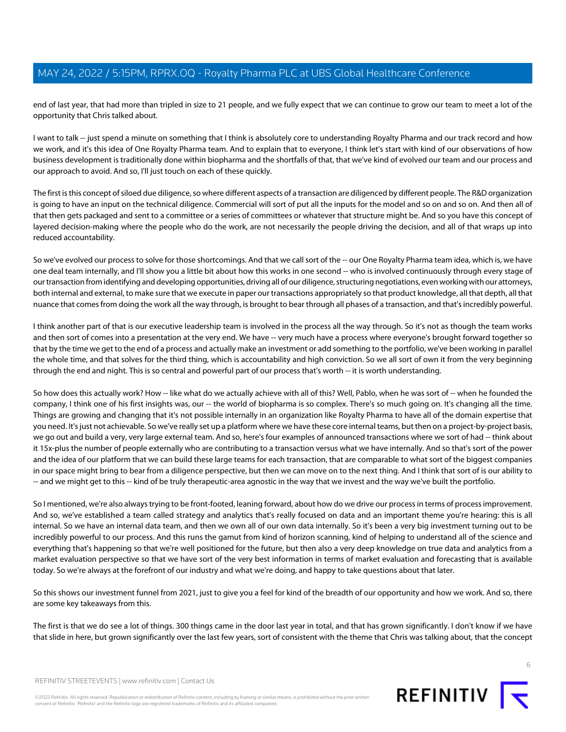end of last year, that had more than tripled in size to 21 people, and we fully expect that we can continue to grow our team to meet a lot of the opportunity that Chris talked about.

I want to talk -- just spend a minute on something that I think is absolutely core to understanding Royalty Pharma and our track record and how we work, and it's this idea of One Royalty Pharma team. And to explain that to everyone, I think let's start with kind of our observations of how business development is traditionally done within biopharma and the shortfalls of that, that we've kind of evolved our team and our process and our approach to avoid. And so, I'll just touch on each of these quickly.

The first is this concept of siloed due diligence, so where different aspects of a transaction are diligenced by different people. The R&D organization is going to have an input on the technical diligence. Commercial will sort of put all the inputs for the model and so on and so on. And then all of that then gets packaged and sent to a committee or a series of committees or whatever that structure might be. And so you have this concept of layered decision-making where the people who do the work, are not necessarily the people driving the decision, and all of that wraps up into reduced accountability.

So we've evolved our process to solve for those shortcomings. And that we call sort of the -- our One Royalty Pharma team idea, which is, we have one deal team internally, and I'll show you a little bit about how this works in one second -- who is involved continuously through every stage of our transaction from identifying and developing opportunities, driving all of our diligence, structuring negotiations, even working with our attorneys, both internal and external, to make sure that we execute in paper our transactions appropriately so that product knowledge, all that depth, all that nuance that comes from doing the work all the way through, is brought to bear through all phases of a transaction, and that's incredibly powerful.

I think another part of that is our executive leadership team is involved in the process all the way through. So it's not as though the team works and then sort of comes into a presentation at the very end. We have -- very much have a process where everyone's brought forward together so that by the time we get to the end of a process and actually make an investment or add something to the portfolio, we've been working in parallel the whole time, and that solves for the third thing, which is accountability and high conviction. So we all sort of own it from the very beginning through the end and night. This is so central and powerful part of our process that's worth -- it is worth understanding.

So how does this actually work? How -- like what do we actually achieve with all of this? Well, Pablo, when he was sort of -- when he founded the company, I think one of his first insights was, our -- the world of biopharma is so complex. There's so much going on. It's changing all the time. Things are growing and changing that it's not possible internally in an organization like Royalty Pharma to have all of the domain expertise that you need. It's just not achievable. So we've really set up a platform where we have these core internal teams, but then on a project-by-project basis, we go out and build a very, very large external team. And so, here's four examples of announced transactions where we sort of had -- think about it 15x-plus the number of people externally who are contributing to a transaction versus what we have internally. And so that's sort of the power and the idea of our platform that we can build these large teams for each transaction, that are comparable to what sort of the biggest companies in our space might bring to bear from a diligence perspective, but then we can move on to the next thing. And I think that sort of is our ability to -- and we might get to this -- kind of be truly therapeutic-area agnostic in the way that we invest and the way we've built the portfolio.

So I mentioned, we're also always trying to be front-footed, leaning forward, about how do we drive our process in terms of process improvement. And so, we've established a team called strategy and analytics that's really focused on data and an important theme you're hearing: this is all internal. So we have an internal data team, and then we own all of our own data internally. So it's been a very big investment turning out to be incredibly powerful to our process. And this runs the gamut from kind of horizon scanning, kind of helping to understand all of the science and everything that's happening so that we're well positioned for the future, but then also a very deep knowledge on true data and analytics from a market evaluation perspective so that we have sort of the very best information in terms of market evaluation and forecasting that is available today. So we're always at the forefront of our industry and what we're doing, and happy to take questions about that later.

So this shows our investment funnel from 2021, just to give you a feel for kind of the breadth of our opportunity and how we work. And so, there are some key takeaways from this.

The first is that we do see a lot of things. 300 things came in the door last year in total, and that has grown significantly. I don't know if we have that slide in here, but grown significantly over the last few years, sort of consistent with the theme that Chris was talking about, that the concept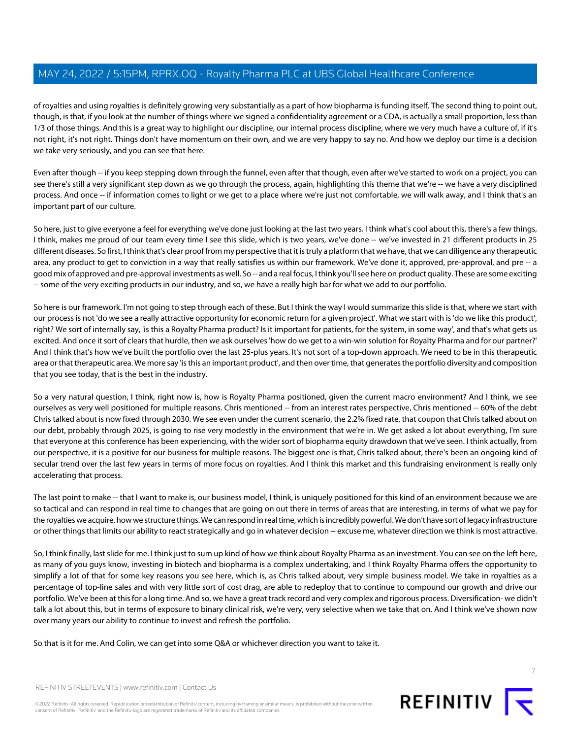of royalties and using royalties is definitely growing very substantially as a part of how biopharma is funding itself. The second thing to point out, though, is that, if you look at the number of things where we signed a confidentiality agreement or a CDA, is actually a small proportion, less than 1/3 of those things. And this is a great way to highlight our discipline, our internal process discipline, where we very much have a culture of, if it's not right, it's not right. Things don't have momentum on their own, and we are very happy to say no. And how we deploy our time is a decision we take very seriously, and you can see that here.

Even after though -- if you keep stepping down through the funnel, even after that though, even after we've started to work on a project, you can see there's still a very significant step down as we go through the process, again, highlighting this theme that we're -- we have a very disciplined process. And once -- if information comes to light or we get to a place where we're just not comfortable, we will walk away, and I think that's an important part of our culture.

So here, just to give everyone a feel for everything we've done just looking at the last two years. I think what's cool about this, there's a few things, I think, makes me proud of our team every time I see this slide, which is two years, we've done -- we've invested in 21 different products in 25 different diseases. So first, I think that's clear proof from my perspective that it is truly a platform that we have, that we can diligence any therapeutic area, any product to get to conviction in a way that really satisfies us within our framework. We've done it, approved, pre-approval, and pre -- a good mix of approved and pre-approval investments as well. So -- and a real focus, I think you'll see here on product quality. These are some exciting -- some of the very exciting products in our industry, and so, we have a really high bar for what we add to our portfolio.

So here is our framework. I'm not going to step through each of these. But I think the way I would summarize this slide is that, where we start with our process is not 'do we see a really attractive opportunity for economic return for a given project'. What we start with is 'do we like this product', right? We sort of internally say, 'is this a Royalty Pharma product? Is it important for patients, for the system, in some way', and that's what gets us excited. And once it sort of clears that hurdle, then we ask ourselves 'how do we get to a win-win solution for Royalty Pharma and for our partner?' And I think that's how we've built the portfolio over the last 25-plus years. It's not sort of a top-down approach. We need to be in this therapeutic area or that therapeutic area. We more say 'is this an important product', and then over time, that generates the portfolio diversity and composition that you see today, that is the best in the industry.

So a very natural question, I think, right now is, how is Royalty Pharma positioned, given the current macro environment? And I think, we see ourselves as very well positioned for multiple reasons. Chris mentioned -- from an interest rates perspective, Chris mentioned -- 60% of the debt Chris talked about is now fixed through 2030. We see even under the current scenario, the 2.2% fixed rate, that coupon that Chris talked about on our debt, probably through 2025, is going to rise very modestly in the environment that we're in. We get asked a lot about everything, I'm sure that everyone at this conference has been experiencing, with the wider sort of biopharma equity drawdown that we've seen. I think actually, from our perspective, it is a positive for our business for multiple reasons. The biggest one is that, Chris talked about, there's been an ongoing kind of secular trend over the last few years in terms of more focus on royalties. And I think this market and this fundraising environment is really only accelerating that process.

The last point to make -- that I want to make is, our business model, I think, is uniquely positioned for this kind of an environment because we are so tactical and can respond in real time to changes that are going on out there in terms of areas that are interesting, in terms of what we pay for the royalties we acquire, how we structure things. We can respond in real time, which is incredibly powerful. We don't have sort of legacy infrastructure or other things that limits our ability to react strategically and go in whatever decision -- excuse me, whatever direction we think is most attractive.

So, I think finally, last slide for me. I think just to sum up kind of how we think about Royalty Pharma as an investment. You can see on the left here, as many of you guys know, investing in biotech and biopharma is a complex undertaking, and I think Royalty Pharma offers the opportunity to simplify a lot of that for some key reasons you see here, which is, as Chris talked about, very simple business model. We take in royalties as a percentage of top-line sales and with very little sort of cost drag, are able to redeploy that to continue to compound our growth and drive our portfolio. We've been at this for a long time. And so, we have a great track record and very complex and rigorous process. Diversification- we didn't talk a lot about this, but in terms of exposure to binary clinical risk, we're very, very selective when we take that on. And I think we've shown now over many years our ability to continue to invest and refresh the portfolio.

So that is it for me. And Colin, we can get into some Q&A or whichever direction you want to take it.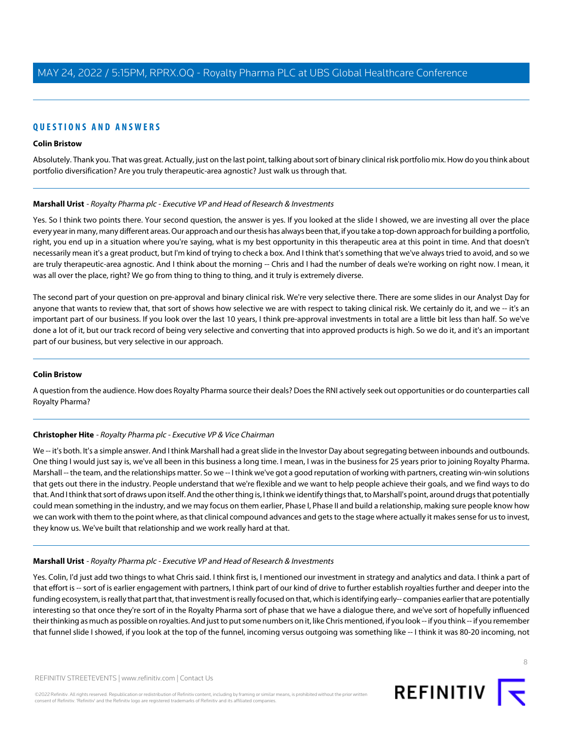## QUESTIONS AND ANSWERS

**Colin Bristow**

Absolutely. Thank you. That was great. Actually, just on the last point, talking about sort of binary clinical risk portfolio mix. How do you think about portfolio diversification? Are you truly therapeutic-area agnostic? Just walk us through that.

---

**Marshall Urist** - *Royalty Pharma plc - Executive VP and Head of Research & Investments*

Yes. So I think two points there. Your second question, the answer is yes. If you looked at the slide I showed, we are investing all over the place every year in many, many different areas. Our approach and our thesis has always been that, if you take a top-down approach for building a portfolio, right, you end up in a situation where you're saying, what is my best opportunity in this therapeutic area at this point in time. And that doesn't necessarily mean it's a great product, but I'm kind of trying to check a box. And I think that's something that we've always tried to avoid, and so we are truly therapeutic-area agnostic. And I think about the morning -- Chris and I had the number of deals we're working on right now. I mean, it was all over the place, right? We go from thing to thing to thing, and it truly is extremely diverse.

The second part of your question on pre-approval and binary clinical risk. We're very selective there. There are some slides in our Analyst Day for anyone that wants to review that, that sort of shows how selective we are with respect to taking clinical risk. We certainly do it, and we -- it's an important part of our business. If you look over the last 10 years, I think pre-approval investments in total are a little bit less than half. So we've done a lot of it, but our track record of being very selective and converting that into approved products is high. So we do it, and it's an important part of our business, but very selective in our approach.

---

**Colin Bristow**

A question from the audience. How does Royalty Pharma source their deals? Does the RNI actively seek out opportunities or do counterparties call Royalty Pharma?

---

**Christopher Hite** - *Royalty Pharma plc - Executive VP & Vice Chairman*

We -- it's both. It's a simple answer. And I think Marshall had a great slide in the Investor Day about segregating between inbounds and outbounds. One thing I would just say is, we've all been in this business a long time. I mean, I was in the business for 25 years prior to joining Royalty Pharma. Marshall -- the team, and the relationships matter. So we -- I think we've got a good reputation of working with partners, creating win-win solutions that gets out there in the industry. People understand that we're flexible and we want to help people achieve their goals, and we find ways to do that. And I think that sort of draws upon itself. And the other thing is, I think we identify things that, to Marshall's point, around drugs that potentially could mean something in the industry, and we may focus on them earlier, Phase I, Phase II and build a relationship, making sure people know how we can work with them to the point where, as that clinical compound advances and gets to the stage where actually it makes sense for us to invest, they know us. We've built that relationship and we work really hard at that.

---

**Marshall Urist** - *Royalty Pharma plc - Executive VP and Head of Research & Investments*

Yes. Colin, I'd just add two things to what Chris said. I think first is, I mentioned our investment in strategy and analytics and data. I think a part of that effort is -- sort of is earlier engagement with partners, I think part of our kind of drive to further establish royalties further and deeper into the funding ecosystem, is really that part that, that investment is really focused on that, which is identifying early-- companies earlier that are potentially interesting so that once they're sort of in the Royalty Pharma sort of phase that we have a dialogue there, and we've sort of hopefully influenced their thinking as much as possible on royalties. And just to put some numbers on it, like Chris mentioned, if you look -- if you think -- if you remember that funnel slide I showed, if you look at the top of the funnel, incoming versus outgoing was something like -- I think it was 80-20 incoming, not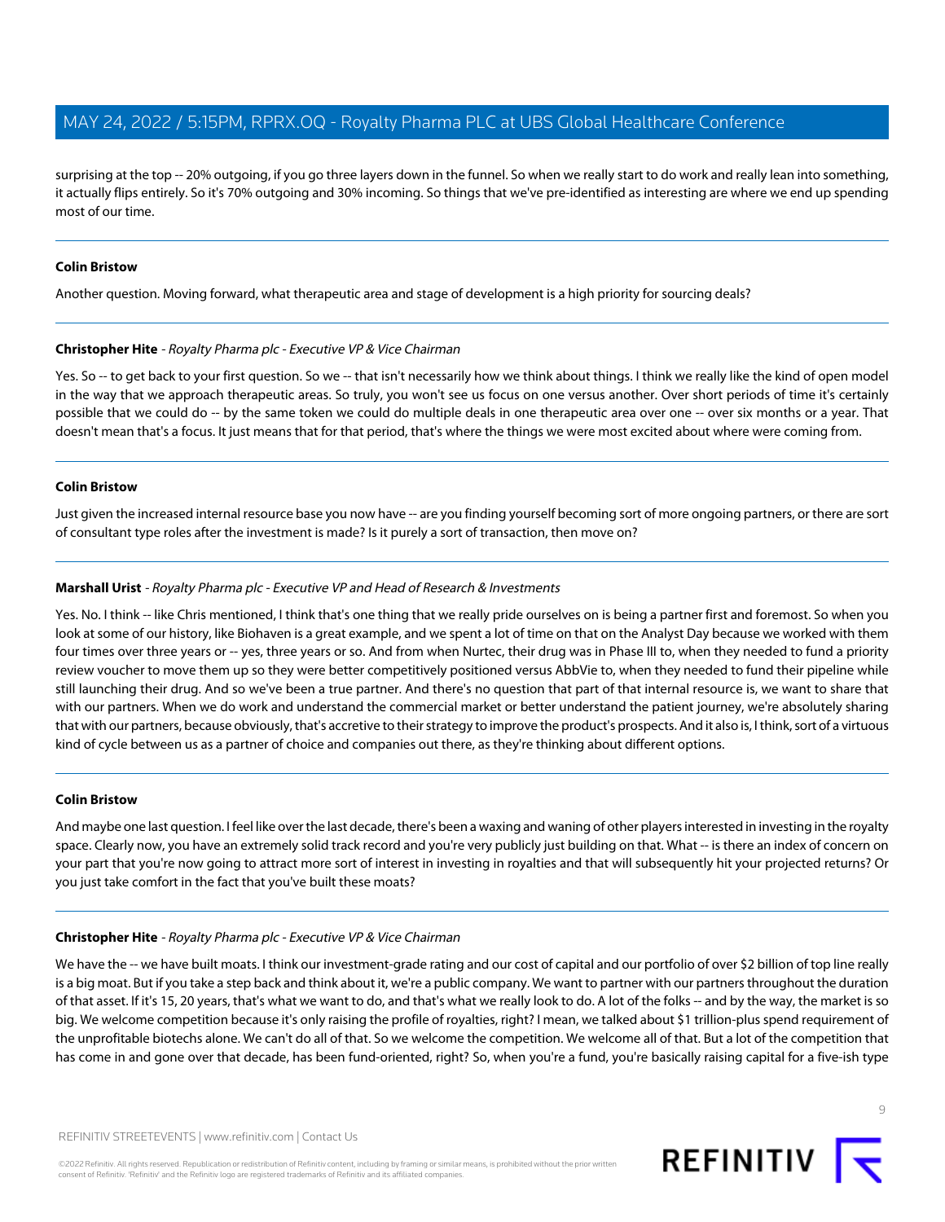surprising at the top -- 20% outgoing, if you go three layers down in the funnel. So when we really start to do work and really lean into something, it actually flips entirely. So it's 70% outgoing and 30% incoming. So things that we've pre-identified as interesting are where we end up spending most of our time.

---

**Colin Bristow**

Another question. Moving forward, what therapeutic area and stage of development is a high priority for sourcing deals?

---

**Christopher Hite** - *Royalty Pharma plc - Executive VP & Vice Chairman*

Yes. So -- to get back to your first question. So we -- that isn't necessarily how we think about things. I think we really like the kind of open model in the way that we approach therapeutic areas. So truly, you won't see us focus on one versus another. Over short periods of time it's certainly possible that we could do -- by the same token we could do multiple deals in one therapeutic area over one -- over six months or a year. That doesn't mean that's a focus. It just means that for that period, that's where the things we were most excited about where were coming from.

---

**Colin Bristow**

Just given the increased internal resource base you now have -- are you finding yourself becoming sort of more ongoing partners, or there are sort of consultant type roles after the investment is made? Is it purely a sort of transaction, then move on?

---

**Marshall Urist** - *Royalty Pharma plc - Executive VP and Head of Research & Investments*

Yes. No. I think -- like Chris mentioned, I think that's one thing that we really pride ourselves on is being a partner first and foremost. So when you look at some of our history, like Biohaven is a great example, and we spent a lot of time on that on the Analyst Day because we worked with them four times over three years or -- yes, three years or so. And from when Nurtec, their drug was in Phase III to, when they needed to fund a priority review voucher to move them up so they were better competitively positioned versus AbbVie to, when they needed to fund their pipeline while still launching their drug. And so we've been a true partner. And there's no question that part of that internal resource is, we want to share that with our partners. When we do work and understand the commercial market or better understand the patient journey, we're absolutely sharing that with our partners, because obviously, that's accretive to their strategy to improve the product's prospects. And it also is, I think, sort of a virtuous kind of cycle between us as a partner of choice and companies out there, as they're thinking about different options.

---

**Colin Bristow**

And maybe one last question. I feel like over the last decade, there's been a waxing and waning of other players interested in investing in the royalty space. Clearly now, you have an extremely solid track record and you're very publicly just building on that. What -- is there an index of concern on your part that you're now going to attract more sort of interest in investing in royalties and that will subsequently hit your projected returns? Or you just take comfort in the fact that you've built these moats?

---

**Christopher Hite** - *Royalty Pharma plc - Executive VP & Vice Chairman*

We have the -- we have built moats. I think our investment-grade rating and our cost of capital and our portfolio of over $2 billion of top line really is a big moat. But if you take a step back and think about it, we're a public company. We want to partner with our partners throughout the duration of that asset. If it's 15, 20 years, that's what we want to do, and that's what we really look to do. A lot of the folks -- and by the way, the market is so big. We welcome competition because it's only raising the profile of royalties, right? I mean, we talked about $1 trillion-plus spend requirement of the unprofitable biotechs alone. We can't do all of that. So we welcome the competition. We welcome all of that. But a lot of the competition that has come in and gone over that decade, has been fund-oriented, right? So, when you're a fund, you're basically raising capital for a five-ish type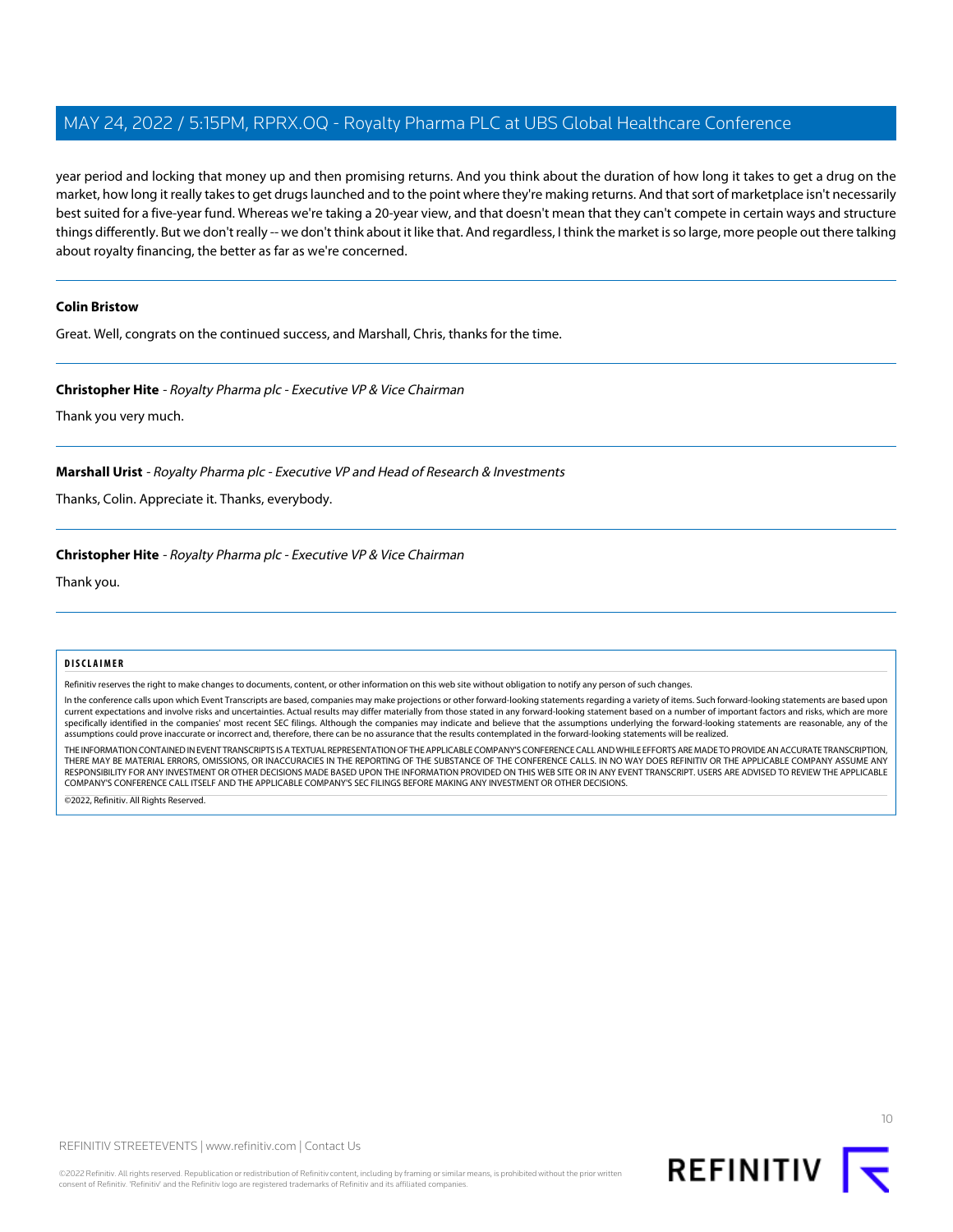year period and locking that money up and then promising returns. And you think about the duration of how long it takes to get a drug on the market, how long it really takes to get drugs launched and to the point where they're making returns. And that sort of marketplace isn't necessarily best suited for a five-year fund. Whereas we're taking a 20-year view, and that doesn't mean that they can't compete in certain ways and structure things differently. But we don't really -- we don't think about it like that. And regardless, I think the market is so large, more people out there talking about royalty financing, the better as far as we're concerned.

---

**Colin Bristow**

Great. Well, congrats on the continued success, and Marshall, Chris, thanks for the time.

---

**Christopher Hite** - *Royalty Pharma plc - Executive VP & Vice Chairman*

Thank you very much.

---

**Marshall Urist** - *Royalty Pharma plc - Executive VP and Head of Research & Investments*

Thanks, Colin. Appreciate it. Thanks, everybody.

---

**Christopher Hite** - *Royalty Pharma plc - Executive VP & Vice Chairman*

Thank you.

---

**DISCLAIMER**

Refinitiv reserves the right to make changes to documents, content, or other information on this web site without obligation to notify any person of such changes.

In the conference calls upon which Event Transcripts are based, companies may make projections or other forward-looking statements regarding a variety of items. Such forward-looking statements are based upon current expectations and involve risks and uncertainties. Actual results may differ materially from those stated in any forward-looking statement based on a number of important factors and risks, which are more specifically identified in the companies' most recent SEC filings. Although the companies may indicate and believe that the assumptions underlying the forward-looking statements are reasonable, any of the assumptions could prove inaccurate or incorrect and, therefore, there can be no assurance that the results contemplated in the forward-looking statements will be realized.

THE INFORMATION CONTAINED IN EVENT TRANSCRIPTS IS A TEXTUAL REPRESENTATION OF THE APPLICABLE COMPANY'S CONFERENCE CALL AND WHILE EFFORTS ARE MADE TO PROVIDE AN ACCURATE TRANSCRIPTION, THERE MAY BE MATERIAL ERRORS, OMISSIONS, OR INACCURACIES IN THE REPORTING OF THE SUBSTANCE OF THE CONFERENCE CALLS. IN NO WAY DOES REFINITIV OR THE APPLICABLE COMPANY ASSUME ANY RESPONSIBILITY FOR ANY INVESTMENT OR OTHER DECISIONS MADE BASED UPON THE INFORMATION PROVIDED ON THIS WEB SITE OR IN ANY EVENT TRANSCRIPT. USERS ARE ADVISED TO REVIEW THE APPLICABLE COMPANY'S CONFERENCE CALL ITSELF AND THE APPLICABLE COMPANY'S SEC FILINGS BEFORE MAKING ANY INVESTMENT OR OTHER DECISIONS.

©2022, Refinitiv. All Rights Reserved.